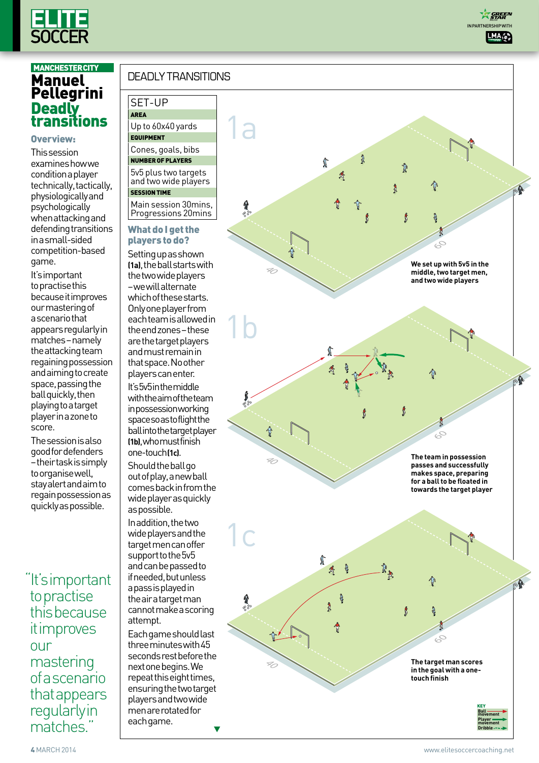MANCHESTER CITY

# Manuel Pellegrini
# Deadly transitions

### Overview:

This session examines how we condition a player technically, tactically, physiologically and psychologically when attacking and defending transitions in a small-sided competition-based game.

It's important to practise this because it improves our mastering of a scenario that appears regularly in matches – namely the attacking team regaining possession and aiming to create space, passing the ball quickly, then playing to a target player in a zone to score.

The session is also good for defenders – their task is simply to organise well, stay alert and aim to regain possession as quickly as possible.

> "It's important to practise this because it improves our mastering of a scenario that appears regularly in matches."

## DEADLY TRANSITIONS

### SET-UP

**AREA**
Up to 60x40 yards

**EQUIPMENT**
Cones, goals, bibs

**NUMBER OF PLAYERS**
5v5 plus two targets and two wide players

**SESSION TIME**
Main session 30mins, Progressions 20mins

### What do I get the players to do?

Setting up as shown **(1a)**, the ball starts with the two wide players – we will alternate which of these starts. Only one player from each team is allowed in the end zones – these are the target players and must remain in that space. No other players can enter.

It's 5v5 in the middle with the aim of the team in possession working space so as to flight the ball into the target player **(1b)**, who must finish one-touch **(1c)**.

Should the ball go out of play, a new ball comes back in from the wide player as quickly as possible.

In addition, the two wide players and the target men can offer support to the 5v5 and can be passed to if needed, but unless a pass is played in the air a target man cannot make a scoring attempt.

Each game should last three minutes with 45 seconds rest before the next one begins. We repeat this eight times, ensuring the two target players and two wide men are rotated for each game.

**1a** – We set up with 5v5 in the middle, two target men, and two wide players

**1b** – The team in possession passes and successfully makes space, preparing for a ball to be floated in towards the target player

**1c** – The target man scores in the goal with a one-touch finish

KEY: Ball movement; Player movement; Dribble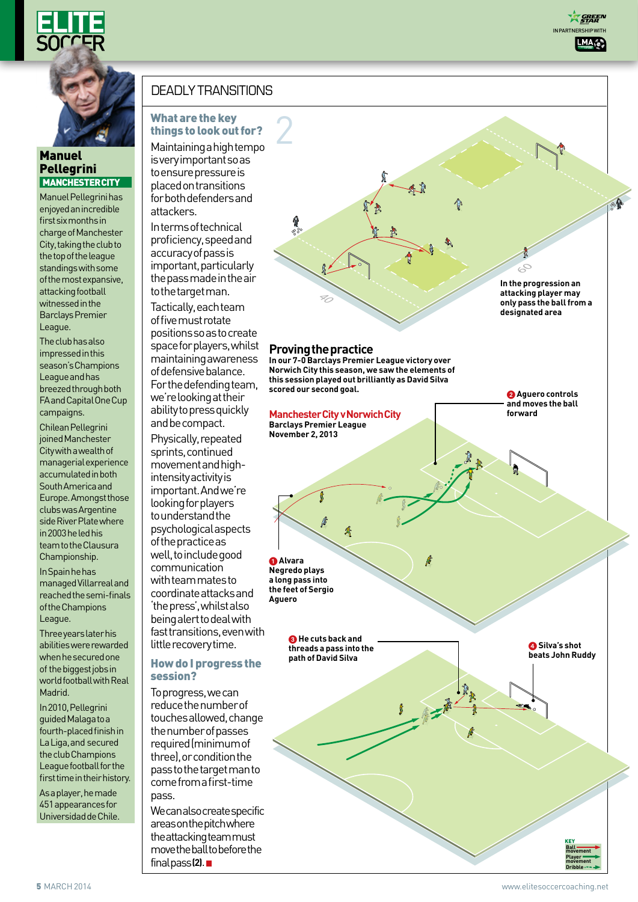# DEADLY TRANSITIONS

## Manuel Pellegrini

**MANCHESTER CITY**

Manuel Pellegrini has enjoyed an incredible first six months in charge of Manchester City, taking the club to the top of the league standings with some of the most expansive, attacking football witnessed in the Barclays Premier League.

The club has also impressed in this season's Champions League and has breezed through both FA and Capital One Cup campaigns.

Chilean Pellegrini joined Manchester City with a wealth of managerial experience accumulated in both South America and Europe. Amongst those clubs was Argentine side River Plate where in 2003 he led his team to the Clausura Championship.

In Spain he has managed Villarreal and reached the semi-finals of the Champions League.

Three years later his abilities were rewarded when he secured one of the biggest jobs in world football with Real Madrid.

In 2010, Pellegrini guided Malaga to a fourth-placed finish in La Liga, and secured the club Champions League football for the first time in their history.

As a player, he made 451 appearances for Universidad de Chile.

## What are the key things to look out for?

Maintaining a high tempo is very important so as to ensure pressure is placed on transitions for both defenders and attackers.

In terms of technical proficiency, speed and accuracy of pass is important, particularly the pass made in the air to the target man.

Tactically, each team of five must rotate positions so as to create space for players, whilst maintaining awareness of defensive balance. For the defending team, we're looking at their ability to press quickly and be compact.

Physically, repeated sprints, continued movement and high-intensity activity is important. And we're looking for players to understand the psychological aspects of the practice as well, to include good communication with team mates to coordinate attacks and 'the press', whilst also being alert to deal with fast transitions, even with little recovery time.

## How do I progress the session?

To progress, we can reduce the number of touches allowed, change the number of passes required (minimum of three), or condition the pass to the target man to come from a first-time pass.

We can also create specific areas on the pitch where the attacking team must move the ball to before the final pass **(2)**.

2

40

60

In the progression an attacking player may only pass the ball from a designated area

## Proving the practice

**In our 7-0 Barclays Premier League victory over Norwich City this season, we saw the elements of this session played out brilliantly as David Silva scored our second goal.**

**Manchester City v Norwich City**
**Barclays Premier League**
**November 2, 2013**

**1** Alvara Negredo plays a long pass into the feet of Sergio Aguero

**2** Aguero controls and moves the ball forward

**3** He cuts back and threads a pass into the path of David Silva

**4** Silva's shot beats John Ruddy

KEY
Ball movement
Player movement
Dribble